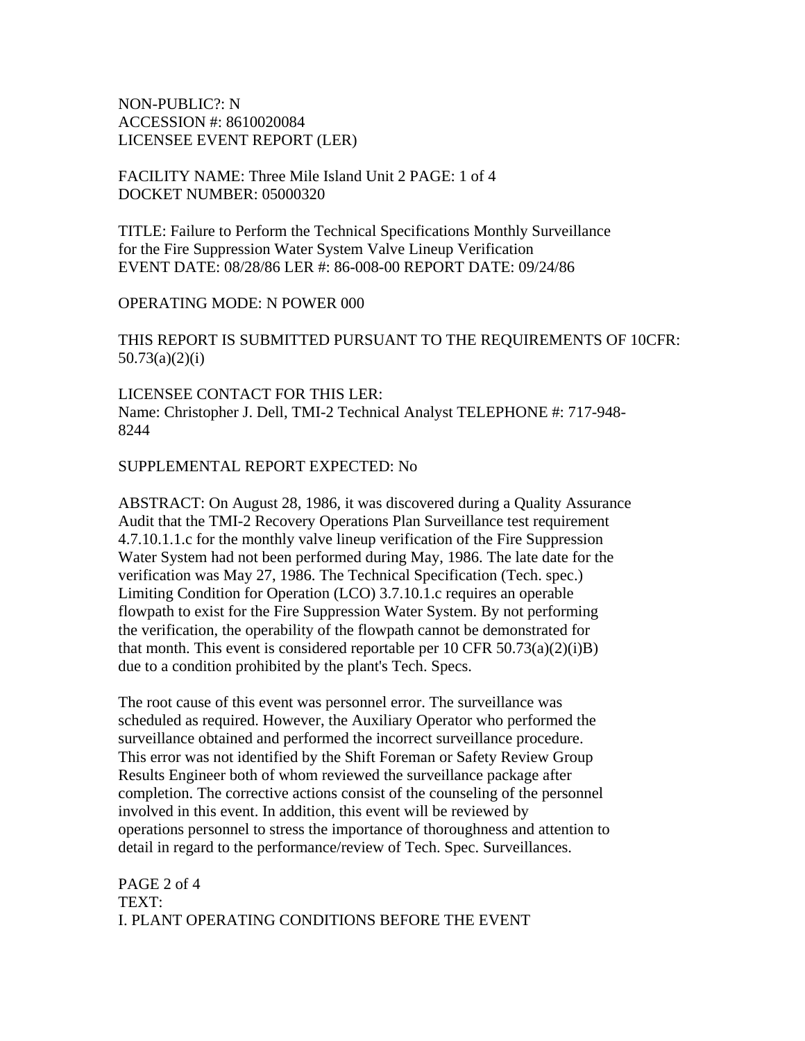NON-PUBLIC?: N
ACCESSION #: 8610020084
LICENSEE EVENT REPORT (LER)

FACILITY NAME: Three Mile Island Unit 2 PAGE: 1 of 4
DOCKET NUMBER: 05000320

TITLE: Failure to Perform the Technical Specifications Monthly Surveillance for the Fire Suppression Water System Valve Lineup Verification
EVENT DATE: 08/28/86 LER #: 86-008-00 REPORT DATE: 09/24/86

OPERATING MODE: N POWER 000

THIS REPORT IS SUBMITTED PURSUANT TO THE REQUIREMENTS OF 10CFR: 50.73(a)(2)(i)

LICENSEE CONTACT FOR THIS LER:
Name: Christopher J. Dell, TMI-2 Technical Analyst TELEPHONE #: 717-948-8244

SUPPLEMENTAL REPORT EXPECTED: No

ABSTRACT: On August 28, 1986, it was discovered during a Quality Assurance Audit that the TMI-2 Recovery Operations Plan Surveillance test requirement 4.7.10.1.1.c for the monthly valve lineup verification of the Fire Suppression Water System had not been performed during May, 1986. The late date for the verification was May 27, 1986. The Technical Specification (Tech. spec.) Limiting Condition for Operation (LCO) 3.7.10.1.c requires an operable flowpath to exist for the Fire Suppression Water System. By not performing the verification, the operability of the flowpath cannot be demonstrated for that month. This event is considered reportable per 10 CFR 50.73(a)(2)(i)B) due to a condition prohibited by the plant's Tech. Specs.

The root cause of this event was personnel error. The surveillance was scheduled as required. However, the Auxiliary Operator who performed the surveillance obtained and performed the incorrect surveillance procedure. This error was not identified by the Shift Foreman or Safety Review Group Results Engineer both of whom reviewed the surveillance package after completion. The corrective actions consist of the counseling of the personnel involved in this event. In addition, this event will be reviewed by operations personnel to stress the importance of thoroughness and attention to detail in regard to the performance/review of Tech. Spec. Surveillances.

PAGE 2 of 4
TEXT:
I. PLANT OPERATING CONDITIONS BEFORE THE EVENT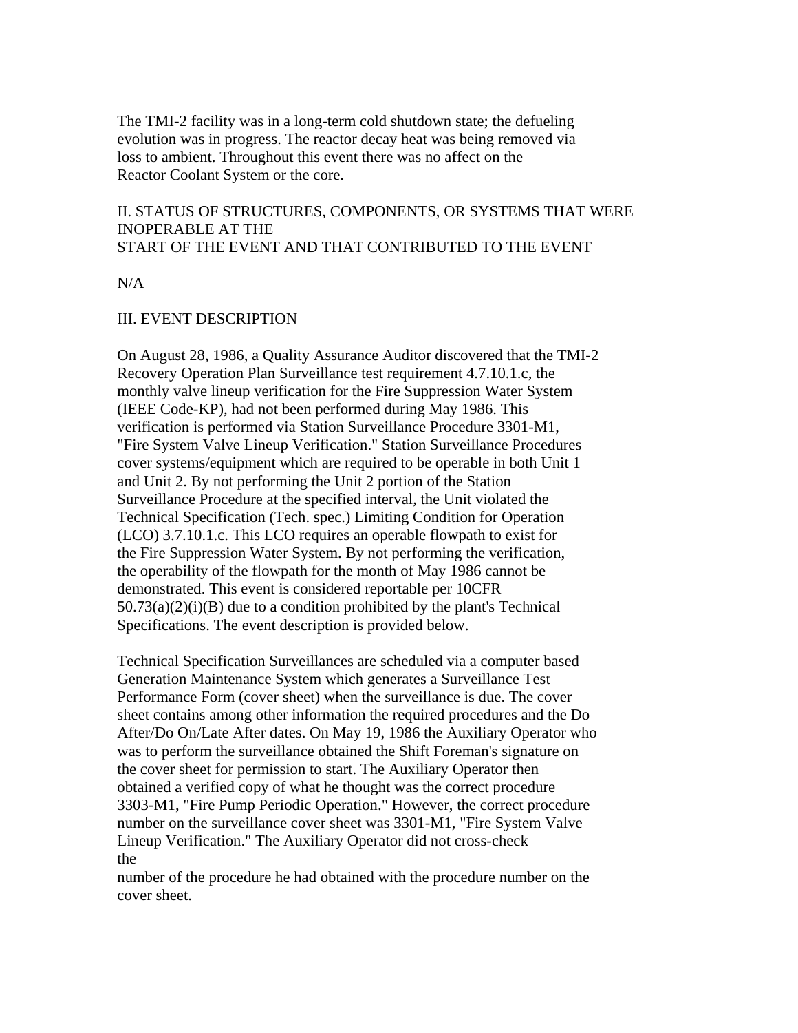The TMI-2 facility was in a long-term cold shutdown state; the defueling evolution was in progress. The reactor decay heat was being removed via loss to ambient. Throughout this event there was no affect on the Reactor Coolant System or the core.

## II. STATUS OF STRUCTURES, COMPONENTS, OR SYSTEMS THAT WERE INOPERABLE AT THE START OF THE EVENT AND THAT CONTRIBUTED TO THE EVENT

N/A

## III. EVENT DESCRIPTION

On August 28, 1986, a Quality Assurance Auditor discovered that the TMI-2 Recovery Operation Plan Surveillance test requirement 4.7.10.1.c, the monthly valve lineup verification for the Fire Suppression Water System (IEEE Code-KP), had not been performed during May 1986. This verification is performed via Station Surveillance Procedure 3301-M1, "Fire System Valve Lineup Verification." Station Surveillance Procedures cover systems/equipment which are required to be operable in both Unit 1 and Unit 2. By not performing the Unit 2 portion of the Station Surveillance Procedure at the specified interval, the Unit violated the Technical Specification (Tech. spec.) Limiting Condition for Operation (LCO) 3.7.10.1.c. This LCO requires an operable flowpath to exist for the Fire Suppression Water System. By not performing the verification, the operability of the flowpath for the month of May 1986 cannot be demonstrated. This event is considered reportable per 10CFR 50.73(a)(2)(i)(B) due to a condition prohibited by the plant's Technical Specifications. The event description is provided below.

Technical Specification Surveillances are scheduled via a computer based Generation Maintenance System which generates a Surveillance Test Performance Form (cover sheet) when the surveillance is due. The cover sheet contains among other information the required procedures and the Do After/Do On/Late After dates. On May 19, 1986 the Auxiliary Operator who was to perform the surveillance obtained the Shift Foreman's signature on the cover sheet for permission to start. The Auxiliary Operator then obtained a verified copy of what he thought was the correct procedure 3303-M1, "Fire Pump Periodic Operation." However, the correct procedure number on the surveillance cover sheet was 3301-M1, "Fire System Valve Lineup Verification." The Auxiliary Operator did not cross-check the number of the procedure he had obtained with the procedure number on the cover sheet.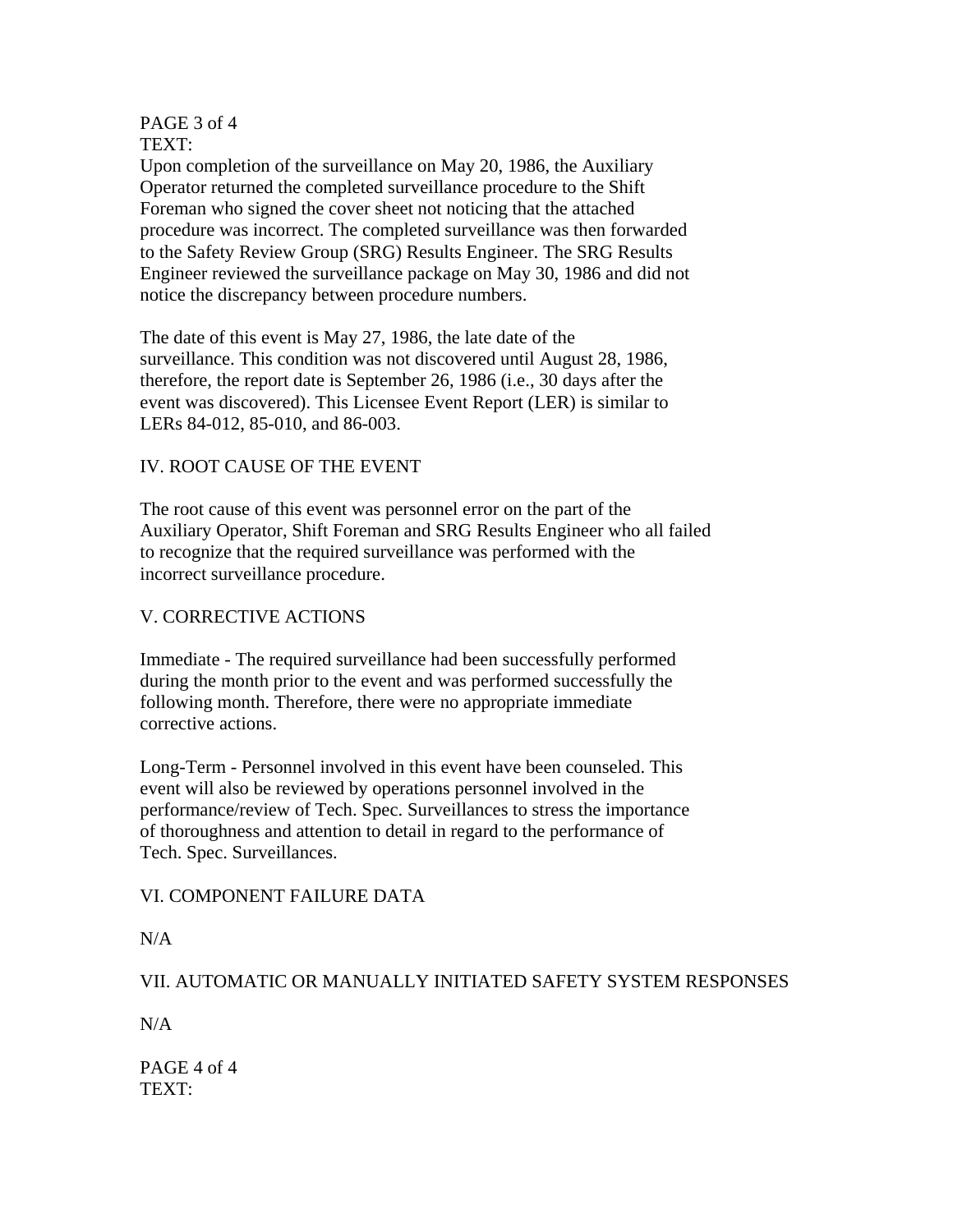PAGE 3 of 4
TEXT:
Upon completion of the surveillance on May 20, 1986, the Auxiliary Operator returned the completed surveillance procedure to the Shift Foreman who signed the cover sheet not noticing that the attached procedure was incorrect. The completed surveillance was then forwarded to the Safety Review Group (SRG) Results Engineer. The SRG Results Engineer reviewed the surveillance package on May 30, 1986 and did not notice the discrepancy between procedure numbers.

The date of this event is May 27, 1986, the late date of the surveillance. This condition was not discovered until August 28, 1986, therefore, the report date is September 26, 1986 (i.e., 30 days after the event was discovered). This Licensee Event Report (LER) is similar to LERs 84-012, 85-010, and 86-003.

IV. ROOT CAUSE OF THE EVENT

The root cause of this event was personnel error on the part of the Auxiliary Operator, Shift Foreman and SRG Results Engineer who all failed to recognize that the required surveillance was performed with the incorrect surveillance procedure.

V. CORRECTIVE ACTIONS

Immediate - The required surveillance had been successfully performed during the month prior to the event and was performed successfully the following month. Therefore, there were no appropriate immediate corrective actions.

Long-Term - Personnel involved in this event have been counseled. This event will also be reviewed by operations personnel involved in the performance/review of Tech. Spec. Surveillances to stress the importance of thoroughness and attention to detail in regard to the performance of Tech. Spec. Surveillances.

VI. COMPONENT FAILURE DATA

N/A

VII. AUTOMATIC OR MANUALLY INITIATED SAFETY SYSTEM RESPONSES

N/A

PAGE 4 of 4
TEXT: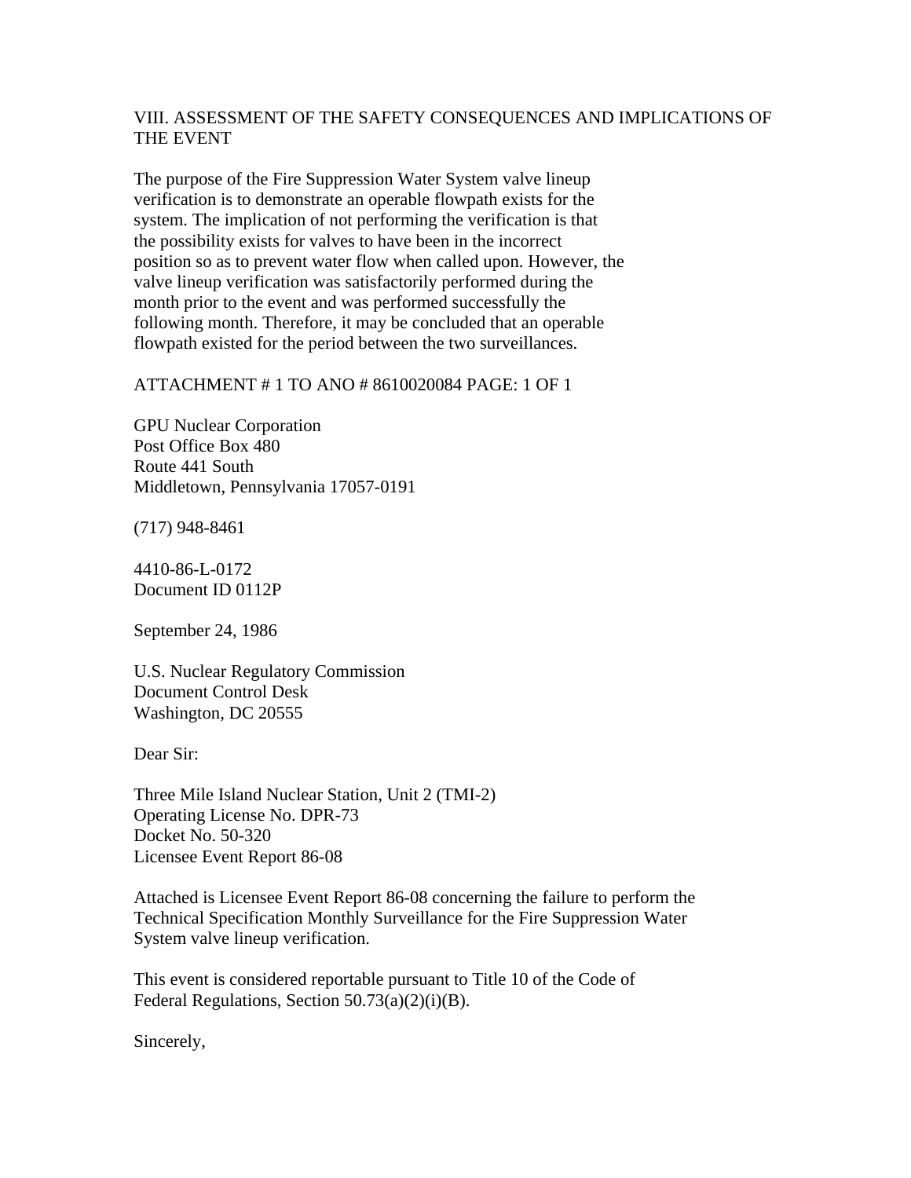## VIII. ASSESSMENT OF THE SAFETY CONSEQUENCES AND IMPLICATIONS OF THE EVENT

The purpose of the Fire Suppression Water System valve lineup verification is to demonstrate an operable flowpath exists for the system. The implication of not performing the verification is that the possibility exists for valves to have been in the incorrect position so as to prevent water flow when called upon. However, the valve lineup verification was satisfactorily performed during the month prior to the event and was performed successfully the following month. Therefore, it may be concluded that an operable flowpath existed for the period between the two surveillances.

ATTACHMENT # 1 TO ANO # 8610020084 PAGE: 1 OF 1

GPU Nuclear Corporation
Post Office Box 480
Route 441 South
Middletown, Pennsylvania 17057-0191

(717) 948-8461

4410-86-L-0172
Document ID 0112P

September 24, 1986

U.S. Nuclear Regulatory Commission
Document Control Desk
Washington, DC 20555

Dear Sir:

Three Mile Island Nuclear Station, Unit 2 (TMI-2)
Operating License No. DPR-73
Docket No. 50-320
Licensee Event Report 86-08

Attached is Licensee Event Report 86-08 concerning the failure to perform the Technical Specification Monthly Surveillance for the Fire Suppression Water System valve lineup verification.

This event is considered reportable pursuant to Title 10 of the Code of Federal Regulations, Section 50.73(a)(2)(i)(B).

Sincerely,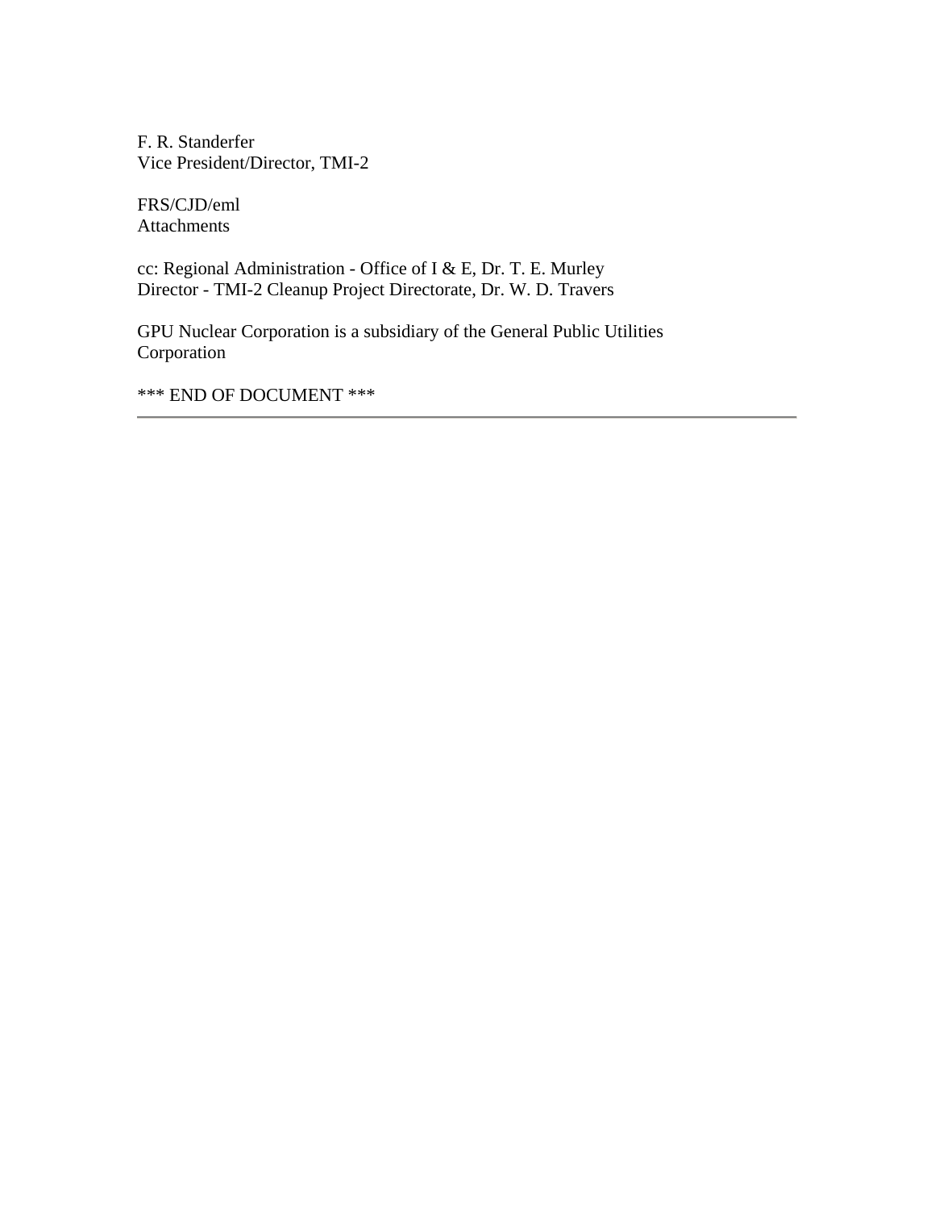F. R. Standerfer
Vice President/Director, TMI-2

FRS/CJD/eml
Attachments

cc: Regional Administration - Office of I & E, Dr. T. E. Murley
Director - TMI-2 Cleanup Project Directorate, Dr. W. D. Travers

GPU Nuclear Corporation is a subsidiary of the General Public Utilities Corporation

*** END OF DOCUMENT ***

---